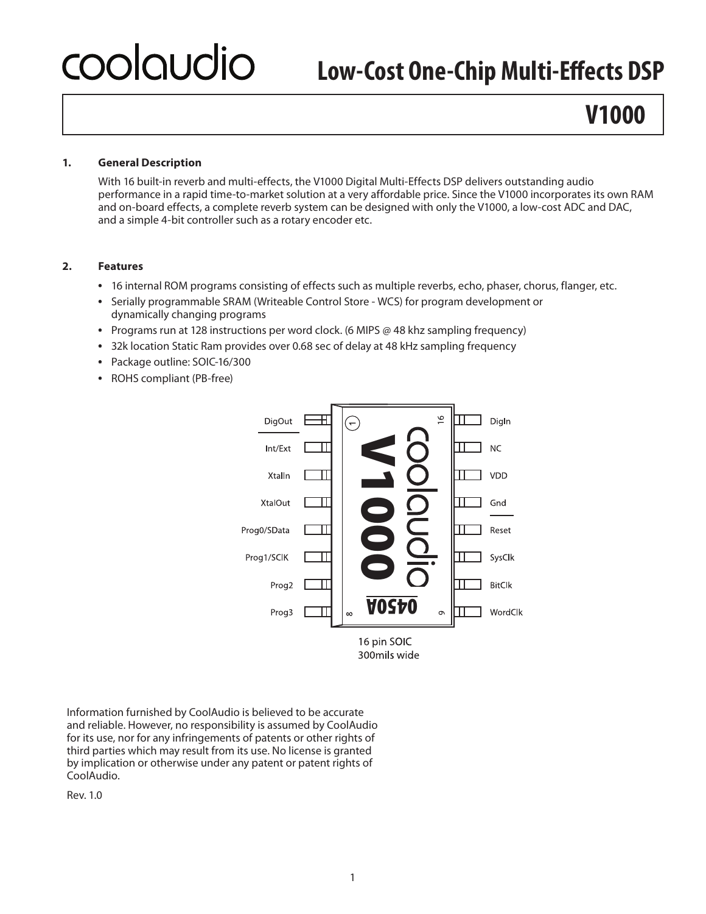# coolaudio — Low-Cost One-Chip Multi-Effects DSP

## V1000

### 1. General Description

With 16 built-in reverb and multi-effects, the V1000 Digital Multi-Effects DSP delivers outstanding audio performance in a rapid time-to-market solution at a very affordable price. Since the V1000 incorporates its own RAM and on-board effects, a complete reverb system can be designed with only the V1000, a low-cost ADC and DAC, and a simple 4-bit controller such as a rotary encoder etc.

### 2. Features

- 16 internal ROM programs consisting of effects such as multiple reverbs, echo, phaser, chorus, flanger, etc.
- Serially programmable SRAM (Writeable Control Store - WCS) for program development or dynamically changing programs
- Programs run at 128 instructions per word clock. (6 MIPS @ 48 khz sampling frequency)
- 32k location Static Ram provides over 0.68 sec of delay at 48 kHz sampling frequency
- Package outline: SOIC-16/300
- ROHS compliant (PB-free)

| Pin | Left side | Pin | Right side |
|---|---|---|---|
| 1 | DigOut | 16 | DigIn |
| 2 | Int/Ext | 15 | NC |
| 3 | XtalIn | 14 | VDD |
| 4 | XtalOut | 13 | Gnd |
| 5 | Prog0/SData | 12 | Reset |
| 6 | Prog1/SClK | 11 | SysClk |
| 7 | Prog2 | 10 | BitClk |
| 8 | Prog3 | 9 | WordClk |

16 pin SOIC
300mils wide

Information furnished by CoolAudio is believed to be accurate and reliable. However, no responsibility is assumed by CoolAudio for its use, nor for any infringements of patents or other rights of third parties which may result from its use. No license is granted by implication or otherwise under any patent or patent rights of CoolAudio.

Rev. 1.0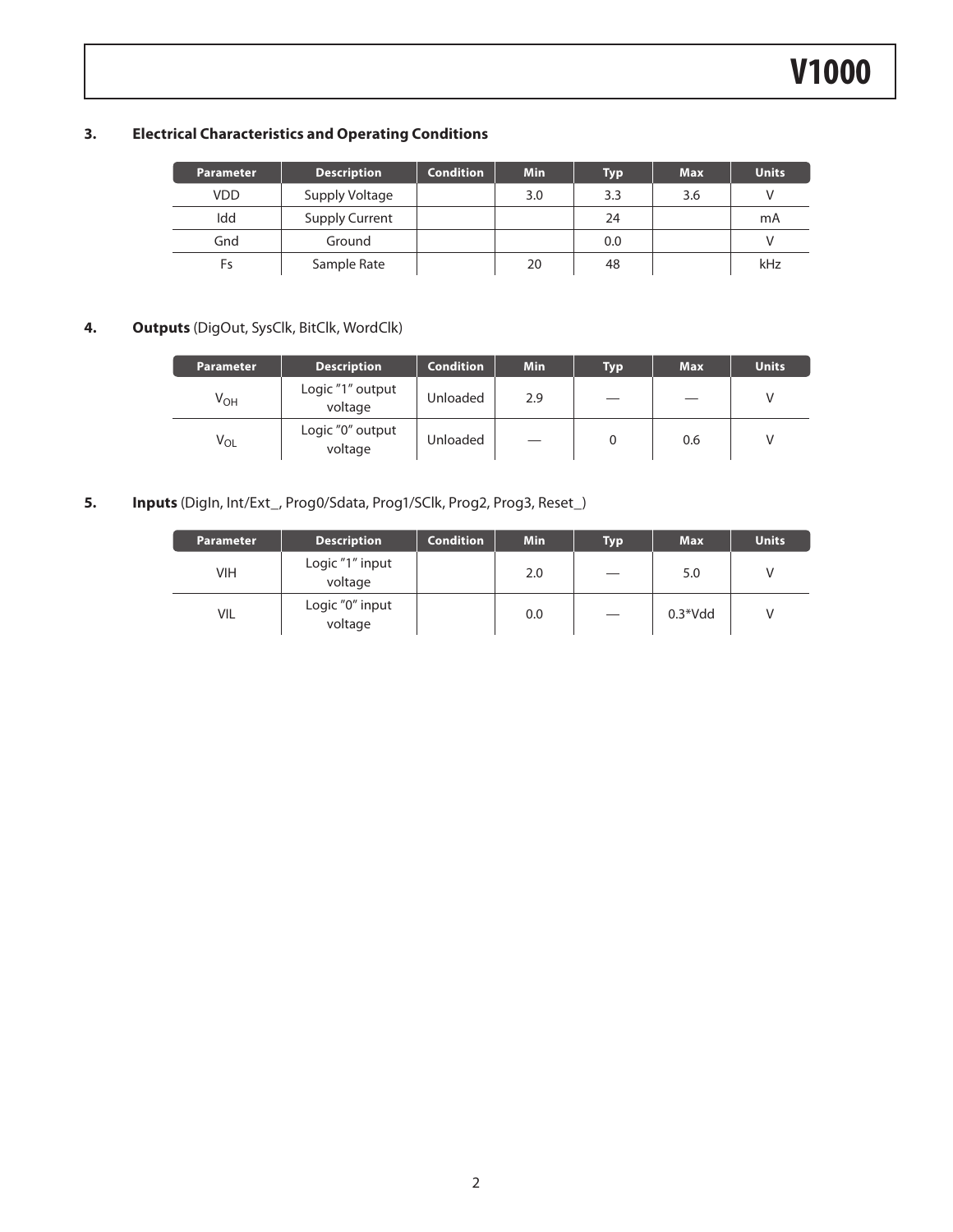### 3. Electrical Characteristics and Operating Conditions

| Parameter | Description | Condition | Min | Typ | Max | Units |
|---|---|---|---|---|---|---|
| VDD | Supply Voltage | | 3.0 | 3.3 | 3.6 | V |
| Idd | Supply Current | | | 24 | | mA |
| Gnd | Ground | | | 0.0 | | V |
| Fs | Sample Rate | | 20 | 48 | | kHz |

### 4. **Outputs** (DigOut, SysClk, BitClk, WordClk)

| Parameter | Description | Condition | Min | Typ | Max | Units |
|---|---|---|---|---|---|---|
| $V_{OH}$ | Logic "1" output voltage | Unloaded | 2.9 | — | — | V |
| $V_{OL}$ | Logic "0" output voltage | Unloaded | — | 0 | 0.6 | V |

### 5. **Inputs** (DigIn, Int/Ext_, Prog0/Sdata, Prog1/SClk, Prog2, Prog3, Reset_)

| Parameter | Description | Condition | Min | Typ | Max | Units |
|---|---|---|---|---|---|---|
| VIH | Logic "1" input voltage | | 2.0 | — | 5.0 | V |
| VIL | Logic "0" input voltage | | 0.0 | — | 0.3*Vdd | V |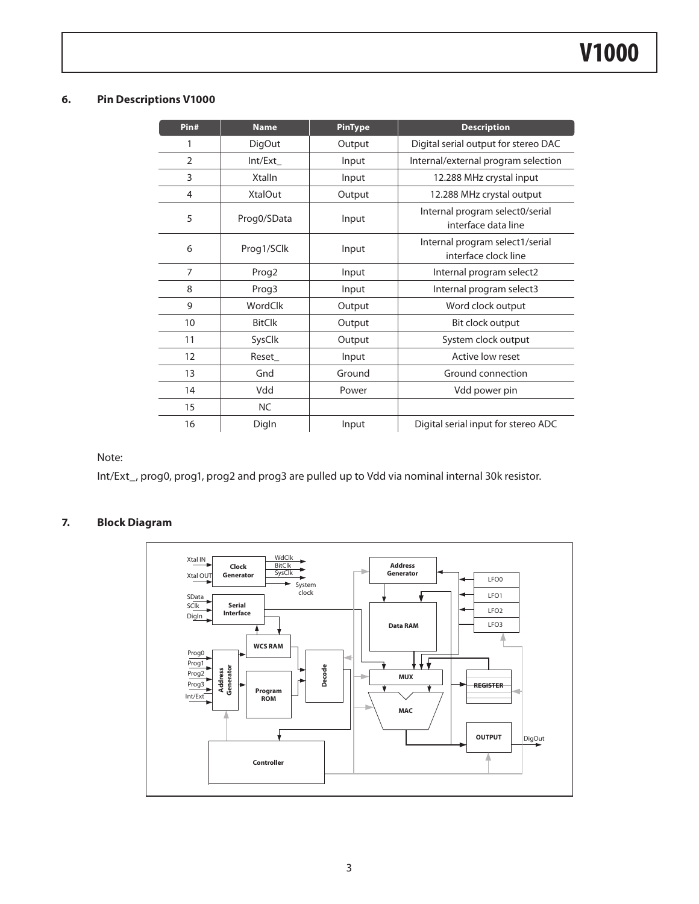## 6. Pin Descriptions V1000

| Pin# | Name | PinType | Description |
|---|---|---|---|
| 1 | DigOut | Output | Digital serial output for stereo DAC |
| 2 | Int/Ext_ | Input | Internal/external program selection |
| 3 | XtalIn | Input | 12.288 MHz crystal input |
| 4 | XtalOut | Output | 12.288 MHz crystal output |
| 5 | Prog0/SData | Input | Internal program select0/serial interface data line |
| 6 | Prog1/SClk | Input | Internal program select1/serial interface clock line |
| 7 | Prog2 | Input | Internal program select2 |
| 8 | Prog3 | Input | Internal program select3 |
| 9 | WordClk | Output | Word clock output |
| 10 | BitClk | Output | Bit clock output |
| 11 | SysClk | Output | System clock output |
| 12 | Reset_ | Input | Active low reset |
| 13 | Gnd | Ground | Ground connection |
| 14 | Vdd | Power | Vdd power pin |
| 15 | NC | | |
| 16 | DigIn | Input | Digital serial input for stereo ADC |

Note:

Int/Ext_, prog0, prog1, prog2 and prog3 are pulled up to Vdd via nominal internal 30k resistor.

## 7. Block Diagram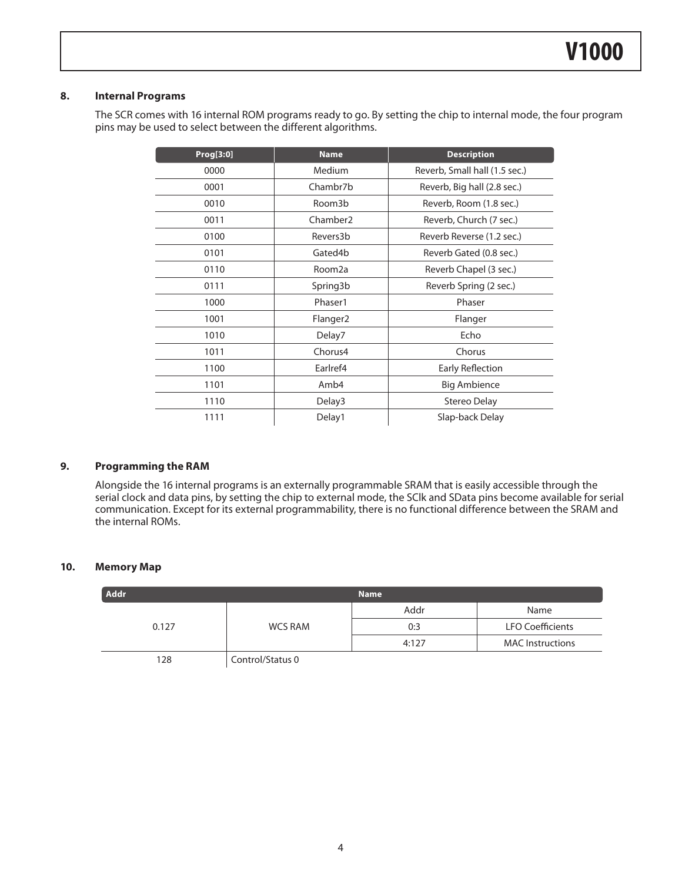## 8. Internal Programs

The SCR comes with 16 internal ROM programs ready to go. By setting the chip to internal mode, the four program pins may be used to select between the different algorithms.

| Prog[3:0] | Name | Description |
|---|---|---|
| 0000 | Medium | Reverb, Small hall (1.5 sec.) |
| 0001 | Chambr7b | Reverb, Big hall (2.8 sec.) |
| 0010 | Room3b | Reverb, Room (1.8 sec.) |
| 0011 | Chamber2 | Reverb, Church (7 sec.) |
| 0100 | Revers3b | Reverb Reverse (1.2 sec.) |
| 0101 | Gated4b | Reverb Gated (0.8 sec.) |
| 0110 | Room2a | Reverb Chapel (3 sec.) |
| 0111 | Spring3b | Reverb Spring (2 sec.) |
| 1000 | Phaser1 | Phaser |
| 1001 | Flanger2 | Flanger |
| 1010 | Delay7 | Echo |
| 1011 | Chorus4 | Chorus |
| 1100 | Earlref4 | Early Reflection |
| 1101 | Amb4 | Big Ambience |
| 1110 | Delay3 | Stereo Delay |
| 1111 | Delay1 | Slap-back Delay |

## 9. Programming the RAM

Alongside the 16 internal programs is an externally programmable SRAM that is easily accessible through the serial clock and data pins, by setting the chip to external mode, the SClk and SData pins become available for serial communication. Except for its external programmability, there is no functional difference between the SRAM and the internal ROMs.

## 10. Memory Map

| Addr | Name | | |
|---|---|---|---|
| 0.127 | WCS RAM | Addr | Name |
| | | 0:3 | LFO Coefficients |
| | | 4:127 | MAC Instructions |
| 128 | Control/Status 0 | | |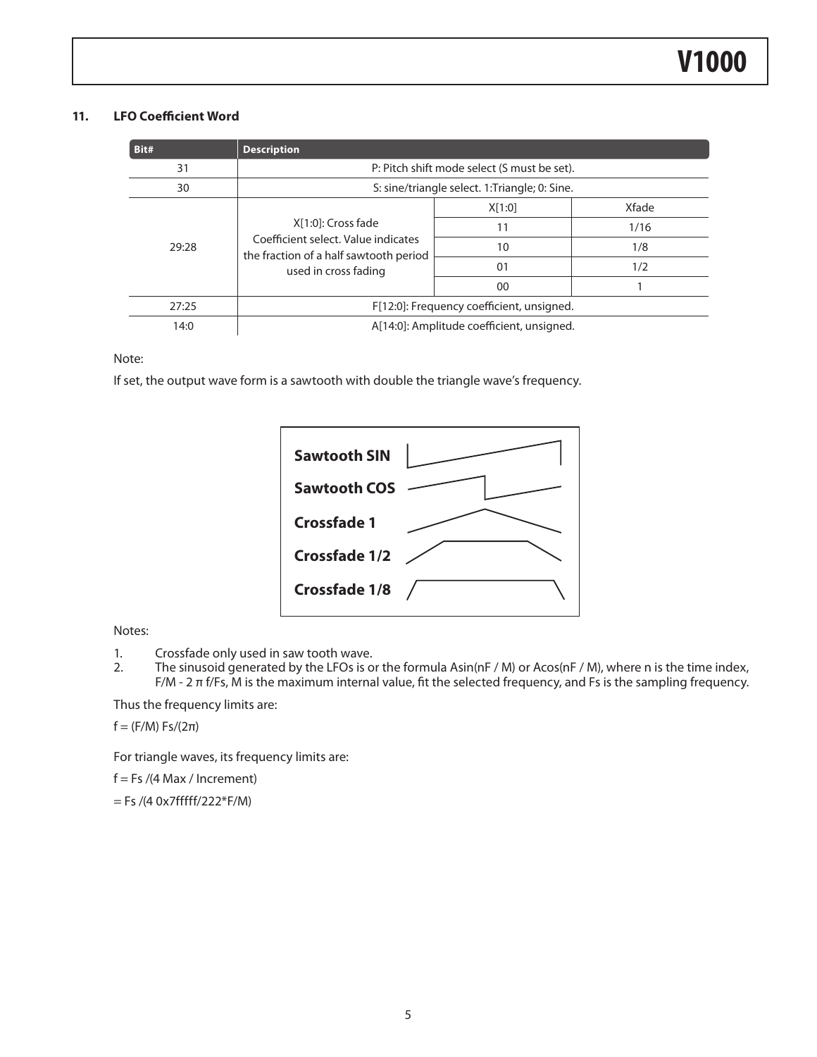## 11. LFO Coefficient Word

| Bit# | Description | | |
|---|---|---|---|
| 31 | P: Pitch shift mode select (S must be set). | | |
| 30 | S: sine/triangle select. 1:Triangle; 0: Sine. | | |
| 29:28 | X[1:0]: Cross fade Coefficient select. Value indicates the fraction of a half sawtooth period used in cross fading | X[1:0] | Xfade |
| | | 11 | 1/16 |
| | | 10 | 1/8 |
| | | 01 | 1/2 |
| | | 00 | 1 |
| 27:25 | F[12:0]: Frequency coefficient, unsigned. | | |
| 14:0 | A[14:0]: Amplitude coefficient, unsigned. | | |

Note:

If set, the output wave form is a sawtooth with double the triangle wave's frequency.

Sawtooth SIN

Sawtooth COS

Crossfade 1

Crossfade 1/2

Crossfade 1/8

Notes:

1. Crossfade only used in saw tooth wave.
2. The sinusoid generated by the LFOs is or the formula Asin(nF / M) or Acos(nF / M), where n is the time index, F/M - 2 π f/Fs, M is the maximum internal value, fit the selected frequency, and Fs is the sampling frequency.

Thus the frequency limits are:

$f = (F/M)\ Fs/(2\pi)$

For triangle waves, its frequency limits are:

f = Fs /(4 Max / Increment)

= Fs /(4 0x7fffff/222*F/M)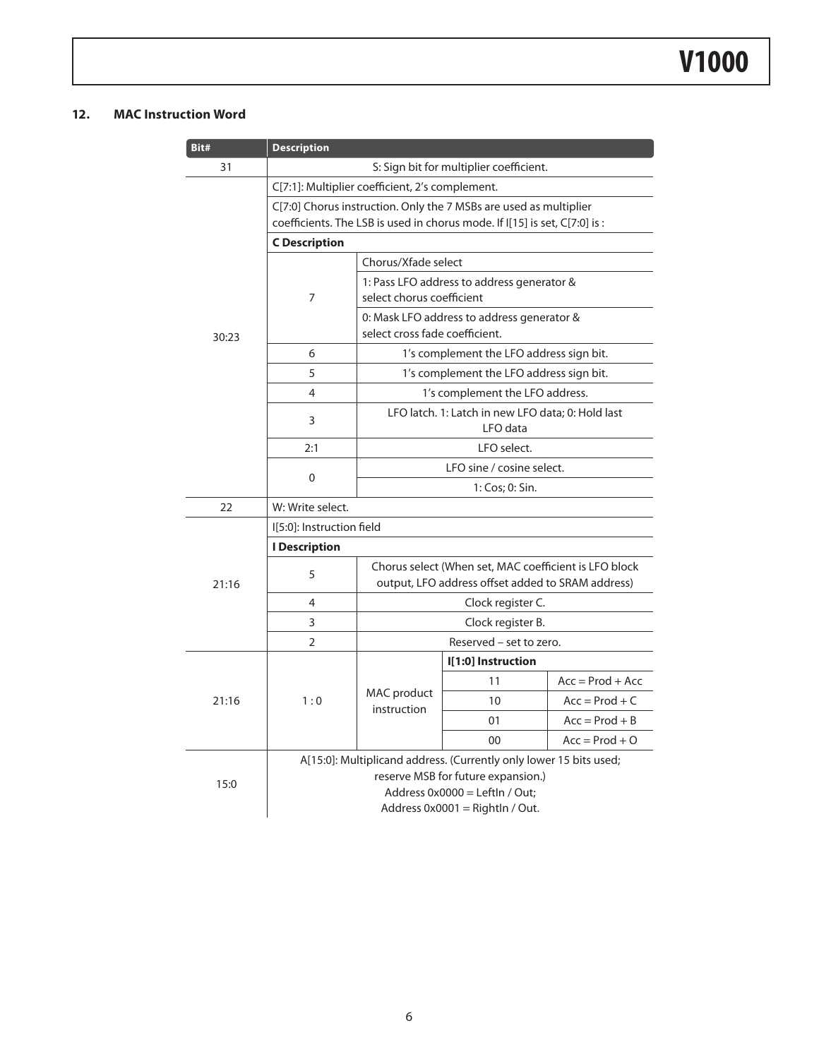## 12. MAC Instruction Word

| Bit# | Description | | | |
|---|---|---|---|---|
| 31 | S: Sign bit for multiplier coefficient. | | | |
| 30:23 | C[7:1]: Multiplier coefficient, 2's complement. | | | |
| | C[7:0] Chorus instruction. Only the 7 MSBs are used as multiplier coefficients. The LSB is used in chorus mode. If I[15] is set, C[7:0] is : | | | |
| | **C Description** | | | |
| | 7 | Chorus/Xfade select | | |
| | | 1: Pass LFO address to address generator & select chorus coefficient | | |
| | | 0: Mask LFO address to address generator & select cross fade coefficient. | | |
| | 6 | 1's complement the LFO address sign bit. | | |
| | 5 | 1's complement the LFO address sign bit. | | |
| | 4 | 1's complement the LFO address. | | |
| | 3 | LFO latch. 1: Latch in new LFO data; 0: Hold last LFO data | | |
| | 2:1 | LFO select. | | |
| | 0 | LFO sine / cosine select. | | |
| | | 1: Cos; 0: Sin. | | |
| 22 | W: Write select. | | | |
| 21:16 | I[5:0]: Instruction field | | | |
| | **I Description** | | | |
| | 5 | Chorus select (When set, MAC coefficient is LFO block output, LFO address offset added to SRAM address) | | |
| | 4 | Clock register C. | | |
| | 3 | Clock register B. | | |
| | 2 | Reserved – set to zero. | | |
| 21:16 | 1 : 0 | MAC product instruction | **I[1:0] Instruction** | |
| | | | 11 | Acc = Prod + Acc |
| | | | 10 | Acc = Prod + C |
| | | | 01 | Acc = Prod + B |
| | | | 00 | Acc = Prod + O |
| 15:0 | A[15:0]: Multiplicand address. (Currently only lower 15 bits used; reserve MSB for future expansion.) Address 0x0000 = LeftIn / Out; Address 0x0001 = RightIn / Out. | | | |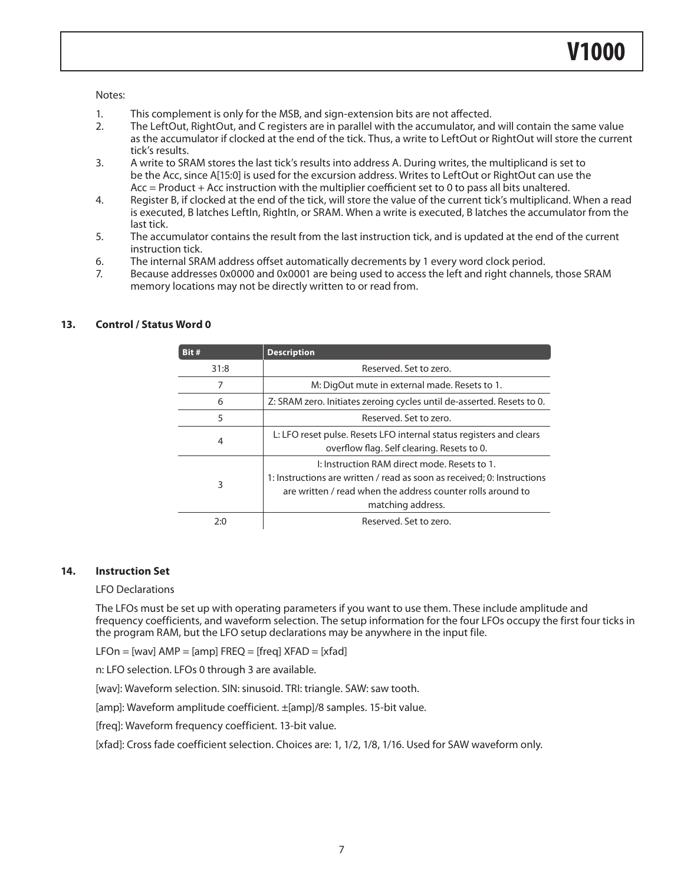Notes:

1. This complement is only for the MSB, and sign-extension bits are not affected.
2. The LeftOut, RightOut, and C registers are in parallel with the accumulator, and will contain the same value as the accumulator if clocked at the end of the tick. Thus, a write to LeftOut or RightOut will store the current tick's results.
3. A write to SRAM stores the last tick's results into address A. During writes, the multiplicand is set to be the Acc, since A[15:0] is used for the excursion address. Writes to LeftOut or RightOut can use the Acc = Product + Acc instruction with the multiplier coefficient set to 0 to pass all bits unaltered.
4. Register B, if clocked at the end of the tick, will store the value of the current tick's multiplicand. When a read is executed, B latches LeftIn, RightIn, or SRAM. When a write is executed, B latches the accumulator from the last tick.
5. The accumulator contains the result from the last instruction tick, and is updated at the end of the current instruction tick.
6. The internal SRAM address offset automatically decrements by 1 every word clock period.
7. Because addresses 0x0000 and 0x0001 are being used to access the left and right channels, those SRAM memory locations may not be directly written to or read from.

## 13. Control / Status Word 0

| Bit # | Description |
|---|---|
| 31:8 | Reserved. Set to zero. |
| 7 | M: DigOut mute in external made. Resets to 1. |
| 6 | Z: SRAM zero. Initiates zeroing cycles until de-asserted. Resets to 0. |
| 5 | Reserved. Set to zero. |
| 4 | L: LFO reset pulse. Resets LFO internal status registers and clears overflow flag. Self clearing. Resets to 0. |
| 3 | I: Instruction RAM direct mode. Resets to 1. 1: Instructions are written / read as soon as received; 0: Instructions are written / read when the address counter rolls around to matching address. |
| 2:0 | Reserved. Set to zero. |

## 14. Instruction Set

LFO Declarations

The LFOs must be set up with operating parameters if you want to use them. These include amplitude and frequency coefficients, and waveform selection. The setup information for the four LFOs occupy the first four ticks in the program RAM, but the LFO setup declarations may be anywhere in the input file.

LFOn = [wav] AMP = [amp] FREQ = [freq] XFAD = [xfad]

n: LFO selection. LFOs 0 through 3 are available.

[wav]: Waveform selection. SIN: sinusoid. TRI: triangle. SAW: saw tooth.

[amp]: Waveform amplitude coefficient. ±[amp]/8 samples. 15-bit value.

[freq]: Waveform frequency coefficient. 13-bit value.

[xfad]: Cross fade coefficient selection. Choices are: 1, 1/2, 1/8, 1/16. Used for SAW waveform only.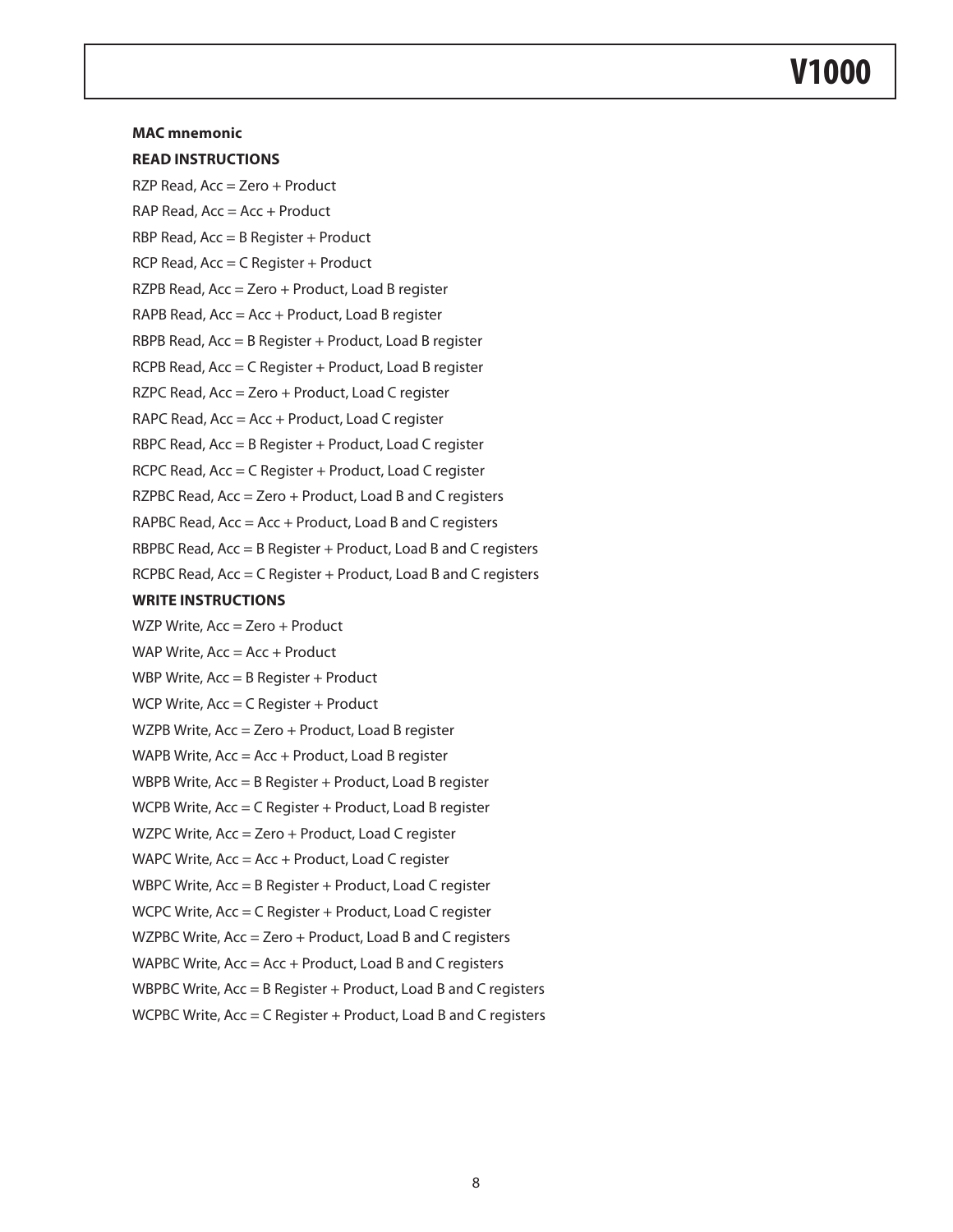**MAC mnemonic**

**READ INSTRUCTIONS**

RZP Read, Acc = Zero + Product

RAP Read, Acc = Acc + Product

RBP Read, Acc = B Register + Product

RCP Read, Acc = C Register + Product

RZPB Read, Acc = Zero + Product, Load B register

RAPB Read, Acc = Acc + Product, Load B register

RBPB Read, Acc = B Register + Product, Load B register

RCPB Read, Acc = C Register + Product, Load B register

RZPC Read, Acc = Zero + Product, Load C register

RAPC Read, Acc = Acc + Product, Load C register

RBPC Read, Acc = B Register + Product, Load C register

RCPC Read, Acc = C Register + Product, Load C register

RZPBC Read, Acc = Zero + Product, Load B and C registers

RAPBC Read, Acc = Acc + Product, Load B and C registers

RBPBC Read, Acc = B Register + Product, Load B and C registers

RCPBC Read, Acc = C Register + Product, Load B and C registers

**WRITE INSTRUCTIONS**

WZP Write, Acc = Zero + Product

WAP Write, Acc = Acc + Product

WBP Write, Acc = B Register + Product

WCP Write, Acc = C Register + Product

WZPB Write, Acc = Zero + Product, Load B register

WAPB Write, Acc = Acc + Product, Load B register

WBPB Write, Acc = B Register + Product, Load B register

WCPB Write, Acc = C Register + Product, Load B register

WZPC Write, Acc = Zero + Product, Load C register

WAPC Write, Acc = Acc + Product, Load C register

WBPC Write, Acc = B Register + Product, Load C register

WCPC Write, Acc = C Register + Product, Load C register

WZPBC Write, Acc = Zero + Product, Load B and C registers

WAPBC Write, Acc = Acc + Product, Load B and C registers

WBPBC Write, Acc = B Register + Product, Load B and C registers

WCPBC Write, Acc = C Register + Product, Load B and C registers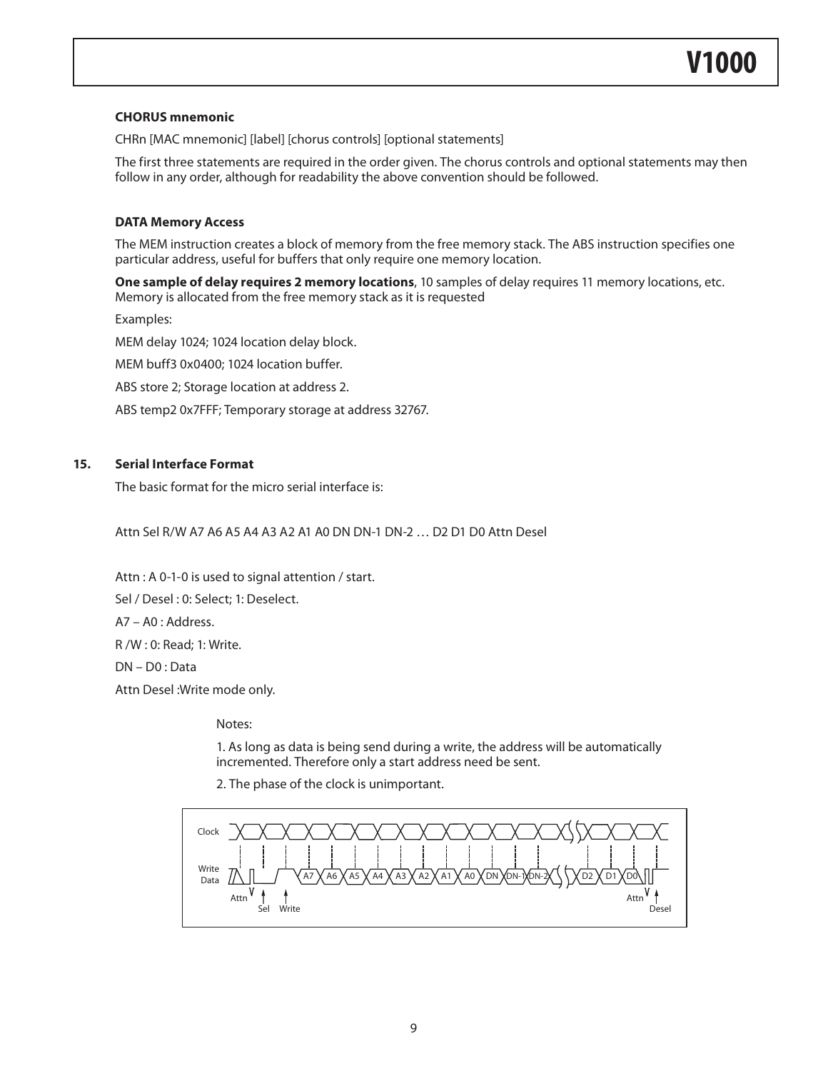**CHORUS mnemonic**

CHRn [MAC mnemonic] [label] [chorus controls] [optional statements]

The first three statements are required in the order given. The chorus controls and optional statements may then follow in any order, although for readability the above convention should be followed.

**DATA Memory Access**

The MEM instruction creates a block of memory from the free memory stack. The ABS instruction specifies one particular address, useful for buffers that only require one memory location.

**One sample of delay requires 2 memory locations**, 10 samples of delay requires 11 memory locations, etc. Memory is allocated from the free memory stack as it is requested

Examples:

MEM delay 1024; 1024 location delay block.

MEM buff3 0x0400; 1024 location buffer.

ABS store 2; Storage location at address 2.

ABS temp2 0x7FFF; Temporary storage at address 32767.

## 15. Serial Interface Format

The basic format for the micro serial interface is:

Attn Sel R/W A7 A6 A5 A4 A3 A2 A1 A0 DN DN-1 DN-2 … D2 D1 D0 Attn Desel

Attn : A 0-1-0 is used to signal attention / start.

Sel / Desel : 0: Select; 1: Deselect.

A7 – A0 : Address.

R /W : 0: Read; 1: Write.

DN – D0 : Data

Attn Desel :Write mode only.

Notes:

1. As long as data is being send during a write, the address will be automatically incremented. Therefore only a start address need be sent.

2. The phase of the clock is unimportant.

Clock

Write Data A7 A6 A5 A4 A3 A2 A1 A0 DN DN-1 DN-2 D2 D1 D0

Attn Sel Write Attn Desel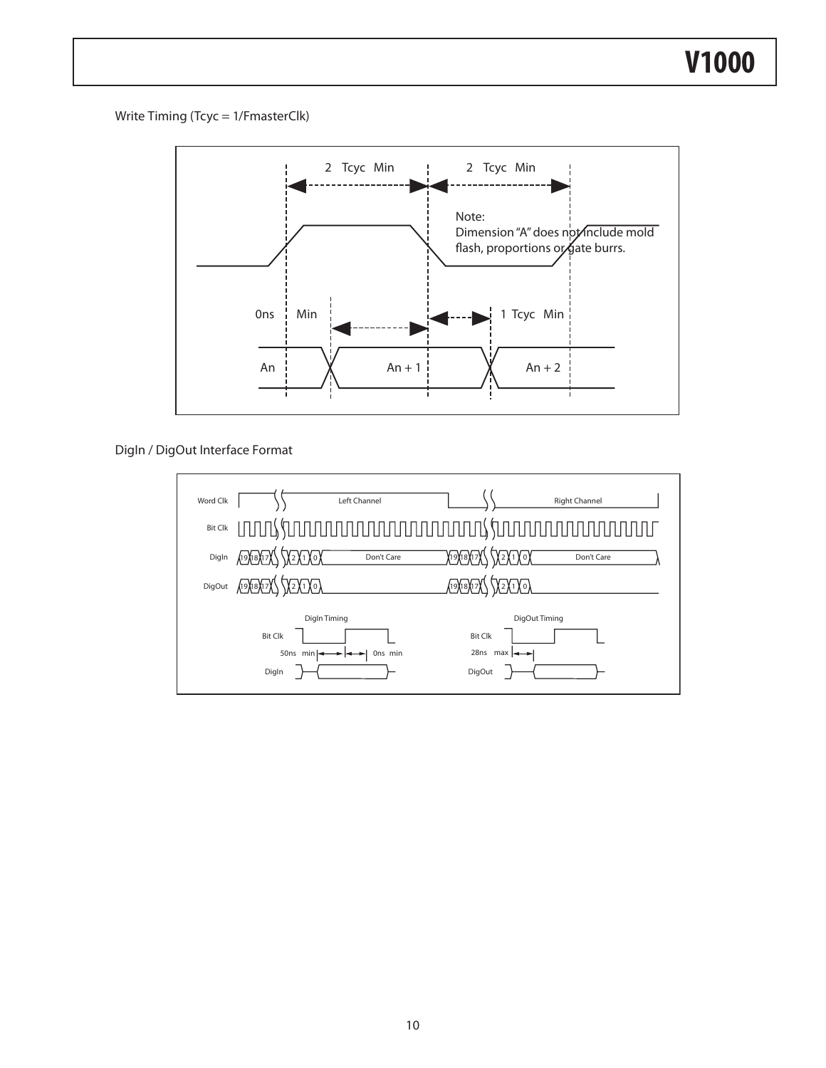Write Timing (Tcyc = 1/FmasterClk)

2 Tcyc Min

2 Tcyc Min

Note:
Dimension "A" does not include mold flash, proportions or gate burrs.

0ns Min

1 Tcyc Min

An

An + 1

An + 2

DigIn / DigOut Interface Format

Word Clk — Left Channel — Right Channel

Bit Clk

DigIn 19 18 17 2 1 0 Don't Care 19 18 17 2 1 0 Don't Care

DigOut 19 18 17 2 1 0 19 18 17 2 1 0

DigIn Timing

Bit Clk

50ns min 0ns min

DigIn

DigOut Timing

Bit Clk

28ns max

DigOut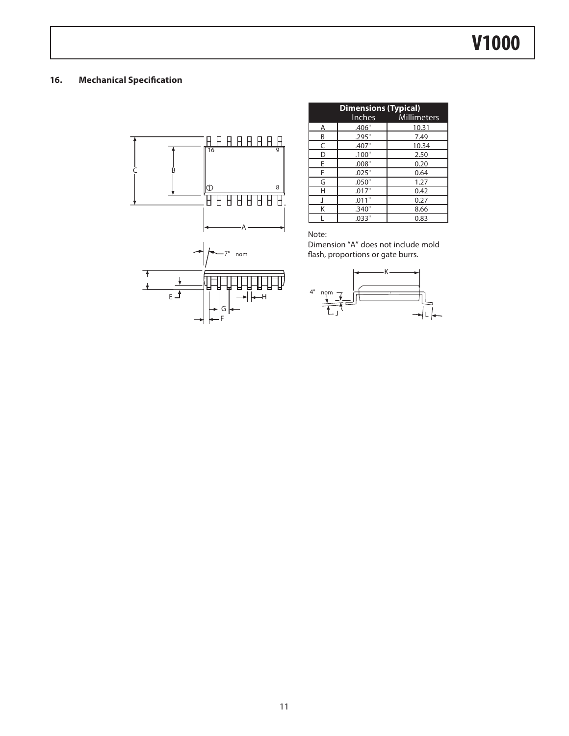## 16. Mechanical Specification

| | Dimensions (Typical) | |
|---|---|---|
| | Inches | Millimeters |
| A | .406" | 10.31 |
| B | .295" | 7.49 |
| C | .407" | 10.34 |
| D | .100" | 2.50 |
| E | .008" | 0.20 |
| F | .025" | 0.64 |
| G | .050" | 1.27 |
| H | .017" | 0.42 |
| J | .011" | 0.27 |
| K | .340" | 8.66 |
| L | .033" | 0.83 |

Note:

Dimension "A" does not include mold flash, proportions or gate burrs.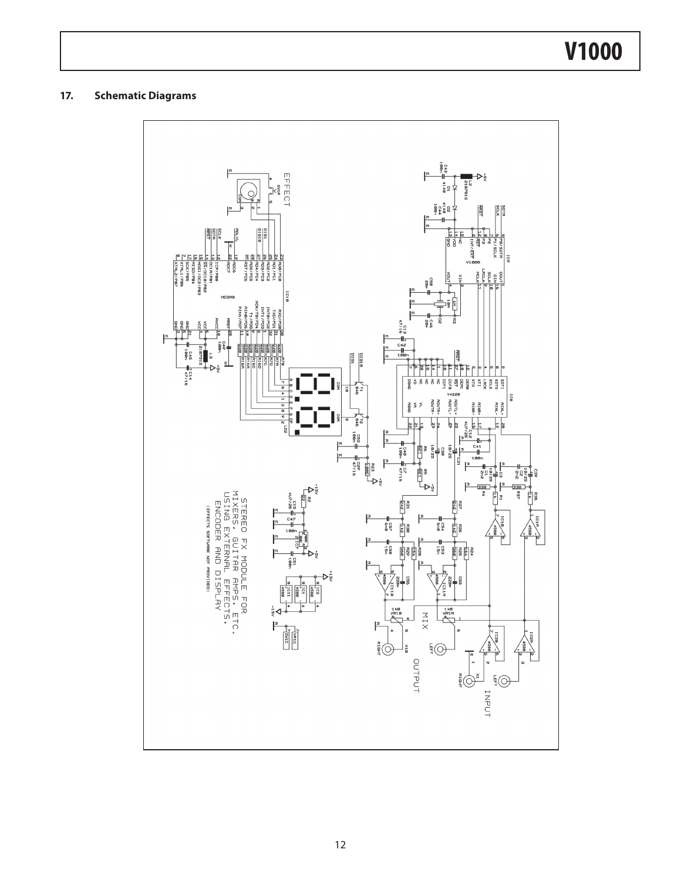## 17. Schematic Diagrams

STEREO FX MODULE FOR MIXERS, GUITAR AMPS, ETC. USING EXTERNAL EFFECTS, ENCODER AND DISPLAY

(EFFECTS SOFTWARE NOT PROVIDED)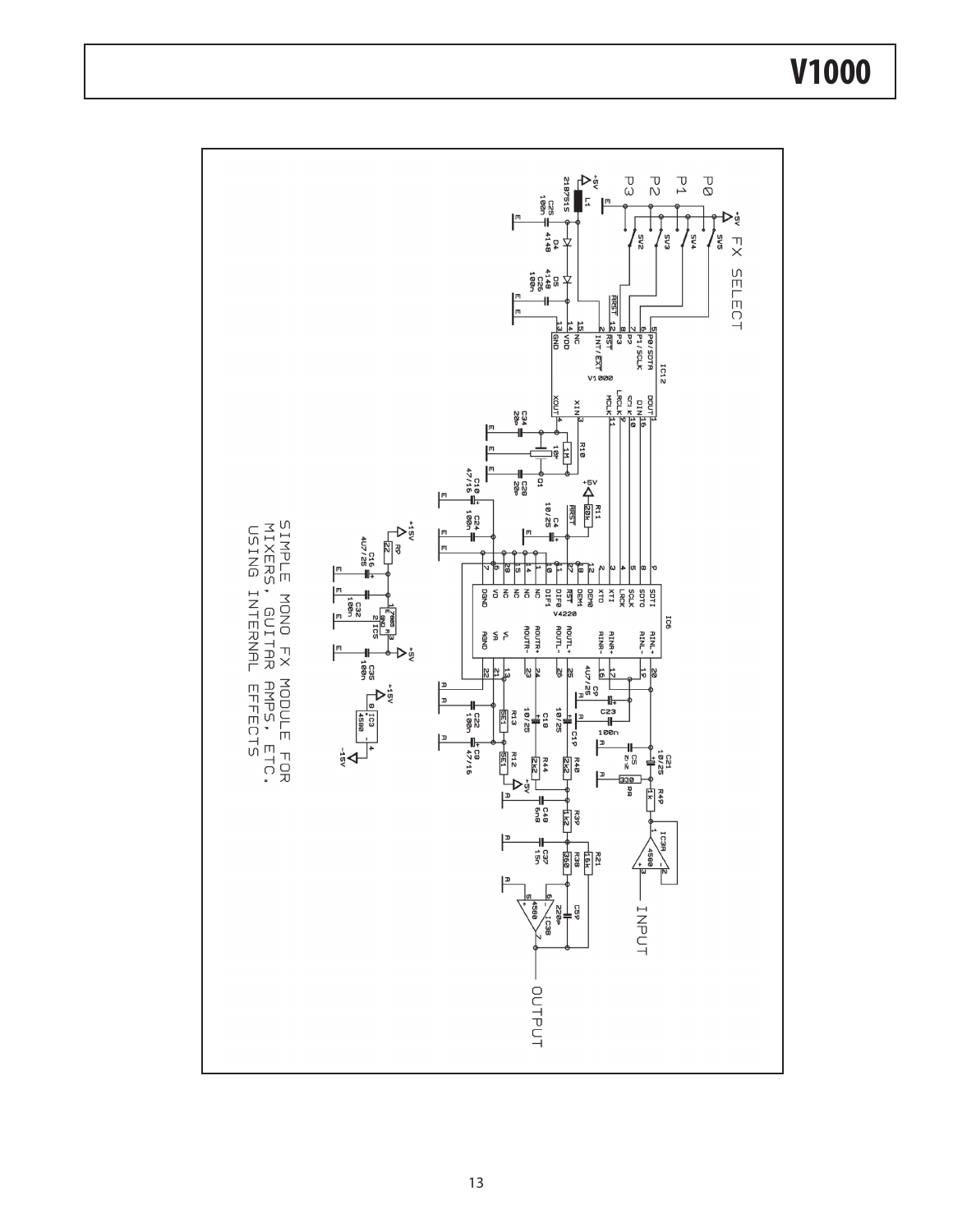FX SELECT

SIMPLE MONO FX MODULE FOR MIXERS, GUITAR AMPS, ETC. USING INTERNAL EFFECTS

INPUT

OUTPUT